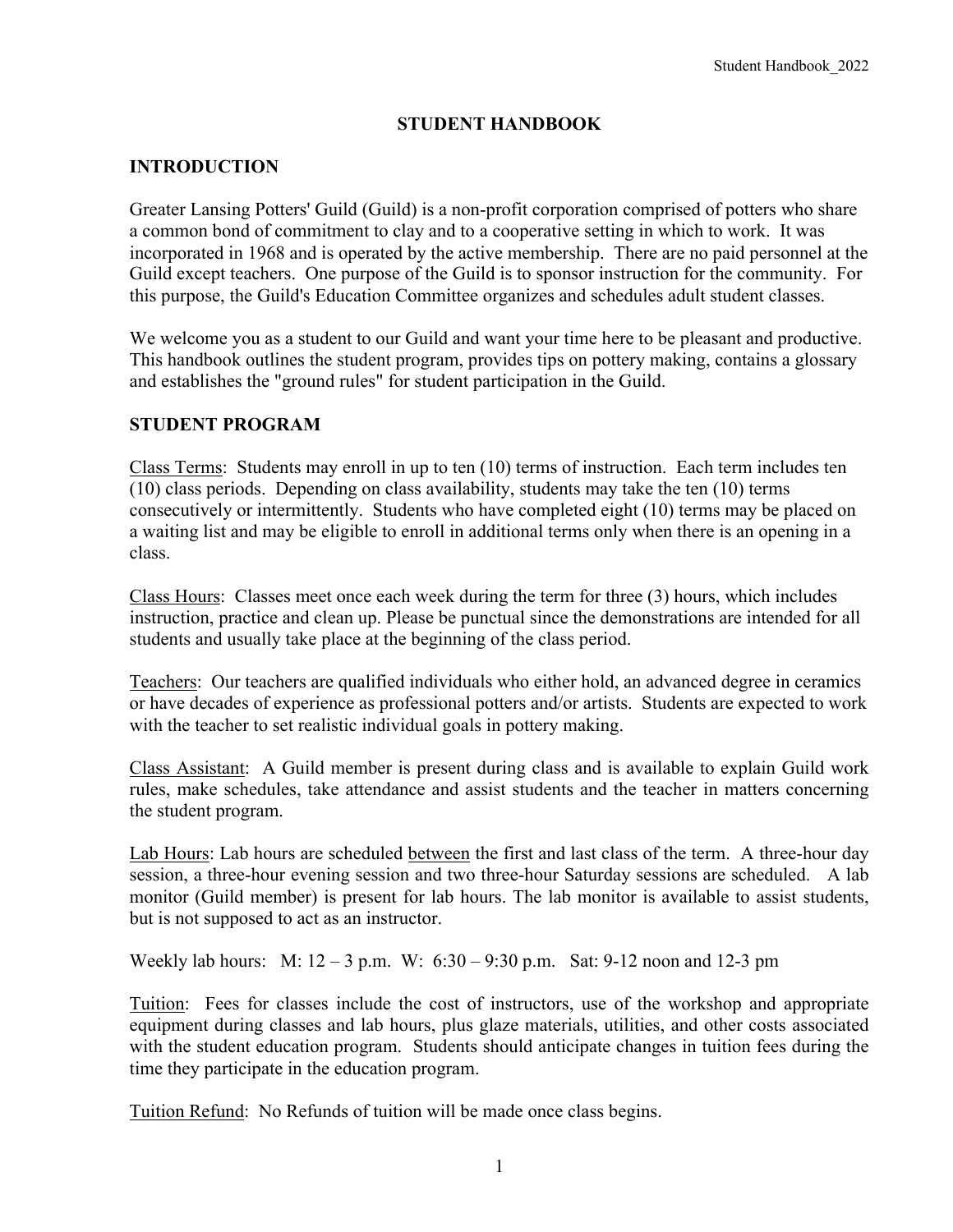# STUDENT HANDBOOK

## INTRODUCTION

Greater Lansing Potters' Guild (Guild) is a non-profit corporation comprised of potters who share a common bond of commitment to clay and to a cooperative setting in which to work. It was incorporated in 1968 and is operated by the active membership. There are no paid personnel at the Guild except teachers. One purpose of the Guild is to sponsor instruction for the community. For this purpose, the Guild's Education Committee organizes and schedules adult student classes.

We welcome you as a student to our Guild and want your time here to be pleasant and productive. This handbook outlines the student program, provides tips on pottery making, contains a glossary and establishes the "ground rules" for student participation in the Guild.

## STUDENT PROGRAM

Class Terms: Students may enroll in up to ten (10) terms of instruction. Each term includes ten (10) class periods. Depending on class availability, students may take the ten (10) terms consecutively or intermittently. Students who have completed eight (10) terms may be placed on a waiting list and may be eligible to enroll in additional terms only when there is an opening in a class.

Class Hours: Classes meet once each week during the term for three (3) hours, which includes instruction, practice and clean up. Please be punctual since the demonstrations are intended for all students and usually take place at the beginning of the class period.

Teachers: Our teachers are qualified individuals who either hold, an advanced degree in ceramics or have decades of experience as professional potters and/or artists. Students are expected to work with the teacher to set realistic individual goals in pottery making.

Class Assistant: A Guild member is present during class and is available to explain Guild work rules, make schedules, take attendance and assist students and the teacher in matters concerning the student program.

Lab Hours: Lab hours are scheduled between the first and last class of the term. A three-hour day session, a three-hour evening session and two three-hour Saturday sessions are scheduled. A lab monitor (Guild member) is present for lab hours. The lab monitor is available to assist students, but is not supposed to act as an instructor.

Weekly lab hours: M: 12 – 3 p.m. W: 6:30 – 9:30 p.m. Sat: 9-12 noon and 12-3 pm

Tuition: Fees for classes include the cost of instructors, use of the workshop and appropriate equipment during classes and lab hours, plus glaze materials, utilities, and other costs associated with the student education program. Students should anticipate changes in tuition fees during the time they participate in the education program.

Tuition Refund: No Refunds of tuition will be made once class begins.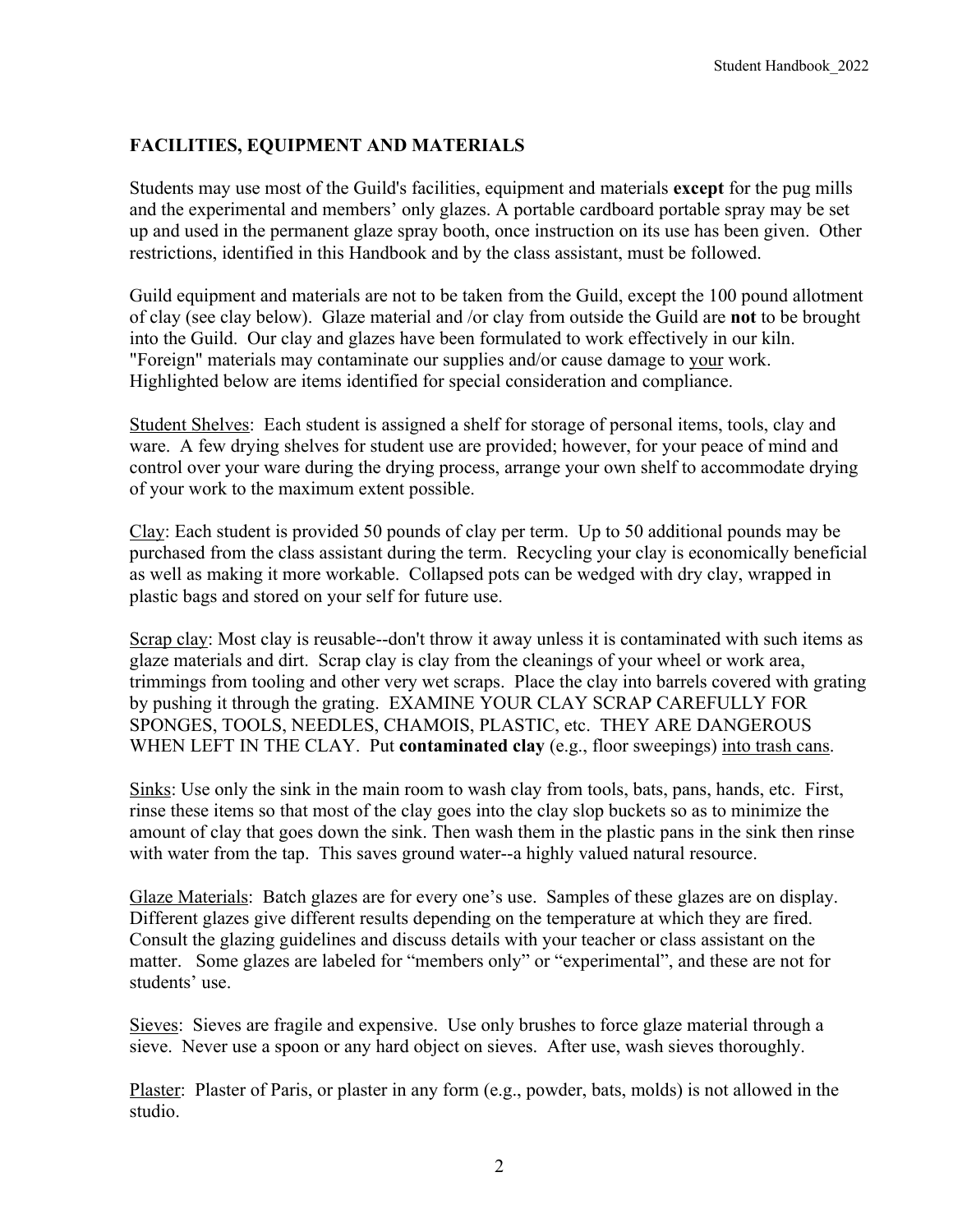## FACILITIES, EQUIPMENT AND MATERIALS

Students may use most of the Guild's facilities, equipment and materials **except** for the pug mills and the experimental and members' only glazes. A portable cardboard portable spray may be set up and used in the permanent glaze spray booth, once instruction on its use has been given. Other restrictions, identified in this Handbook and by the class assistant, must be followed.

Guild equipment and materials are not to be taken from the Guild, except the 100 pound allotment of clay (see clay below). Glaze material and /or clay from outside the Guild are **not** to be brought into the Guild. Our clay and glazes have been formulated to work effectively in our kiln. "Foreign" materials may contaminate our supplies and/or cause damage to <u>your</u> work. Highlighted below are items identified for special consideration and compliance.

<u>Student Shelves</u>: Each student is assigned a shelf for storage of personal items, tools, clay and ware. A few drying shelves for student use are provided; however, for your peace of mind and control over your ware during the drying process, arrange your own shelf to accommodate drying of your work to the maximum extent possible.

<u>Clay</u>: Each student is provided 50 pounds of clay per term. Up to 50 additional pounds may be purchased from the class assistant during the term. Recycling your clay is economically beneficial as well as making it more workable. Collapsed pots can be wedged with dry clay, wrapped in plastic bags and stored on your self for future use.

<u>Scrap clay</u>: Most clay is reusable--don't throw it away unless it is contaminated with such items as glaze materials and dirt. Scrap clay is clay from the cleanings of your wheel or work area, trimmings from tooling and other very wet scraps. Place the clay into barrels covered with grating by pushing it through the grating. EXAMINE YOUR CLAY SCRAP CAREFULLY FOR SPONGES, TOOLS, NEEDLES, CHAMOIS, PLASTIC, etc. THEY ARE DANGEROUS WHEN LEFT IN THE CLAY. Put **contaminated clay** (e.g., floor sweepings) <u>into trash cans</u>.

<u>Sinks</u>: Use only the sink in the main room to wash clay from tools, bats, pans, hands, etc. First, rinse these items so that most of the clay goes into the clay slop buckets so as to minimize the amount of clay that goes down the sink. Then wash them in the plastic pans in the sink then rinse with water from the tap. This saves ground water--a highly valued natural resource.

<u>Glaze Materials</u>: Batch glazes are for every one's use. Samples of these glazes are on display. Different glazes give different results depending on the temperature at which they are fired. Consult the glazing guidelines and discuss details with your teacher or class assistant on the matter. Some glazes are labeled for "members only" or "experimental", and these are not for students' use.

<u>Sieves</u>: Sieves are fragile and expensive. Use only brushes to force glaze material through a sieve. Never use a spoon or any hard object on sieves. After use, wash sieves thoroughly.

<u>Plaster</u>: Plaster of Paris, or plaster in any form (e.g., powder, bats, molds) is not allowed in the studio.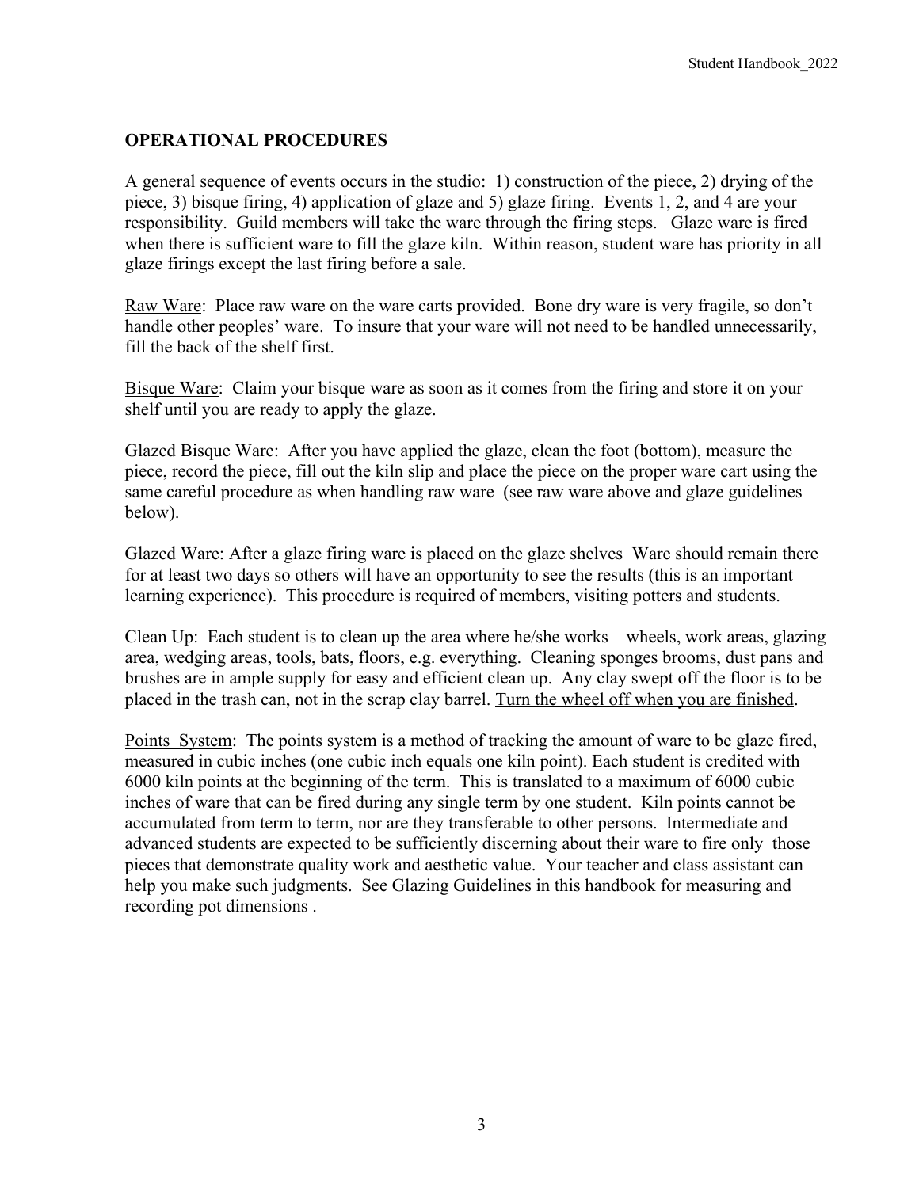## OPERATIONAL PROCEDURES

A general sequence of events occurs in the studio: 1) construction of the piece, 2) drying of the piece, 3) bisque firing, 4) application of glaze and 5) glaze firing. Events 1, 2, and 4 are your responsibility. Guild members will take the ware through the firing steps. Glaze ware is fired when there is sufficient ware to fill the glaze kiln. Within reason, student ware has priority in all glaze firings except the last firing before a sale.

<u>Raw Ware</u>: Place raw ware on the ware carts provided. Bone dry ware is very fragile, so don't handle other peoples' ware. To insure that your ware will not need to be handled unnecessarily, fill the back of the shelf first.

<u>Bisque Ware</u>: Claim your bisque ware as soon as it comes from the firing and store it on your shelf until you are ready to apply the glaze.

<u>Glazed Bisque Ware</u>: After you have applied the glaze, clean the foot (bottom), measure the piece, record the piece, fill out the kiln slip and place the piece on the proper ware cart using the same careful procedure as when handling raw ware (see raw ware above and glaze guidelines below).

<u>Glazed Ware</u>: After a glaze firing ware is placed on the glaze shelves Ware should remain there for at least two days so others will have an opportunity to see the results (this is an important learning experience). This procedure is required of members, visiting potters and students.

<u>Clean Up</u>: Each student is to clean up the area where he/she works – wheels, work areas, glazing area, wedging areas, tools, bats, floors, e.g. everything. Cleaning sponges brooms, dust pans and brushes are in ample supply for easy and efficient clean up. Any clay swept off the floor is to be placed in the trash can, not in the scrap clay barrel. <u>Turn the wheel off when you are finished</u>.

<u>Points System</u>: The points system is a method of tracking the amount of ware to be glaze fired, measured in cubic inches (one cubic inch equals one kiln point). Each student is credited with 6000 kiln points at the beginning of the term. This is translated to a maximum of 6000 cubic inches of ware that can be fired during any single term by one student. Kiln points cannot be accumulated from term to term, nor are they transferable to other persons. Intermediate and advanced students are expected to be sufficiently discerning about their ware to fire only those pieces that demonstrate quality work and aesthetic value. Your teacher and class assistant can help you make such judgments. See Glazing Guidelines in this handbook for measuring and recording pot dimensions .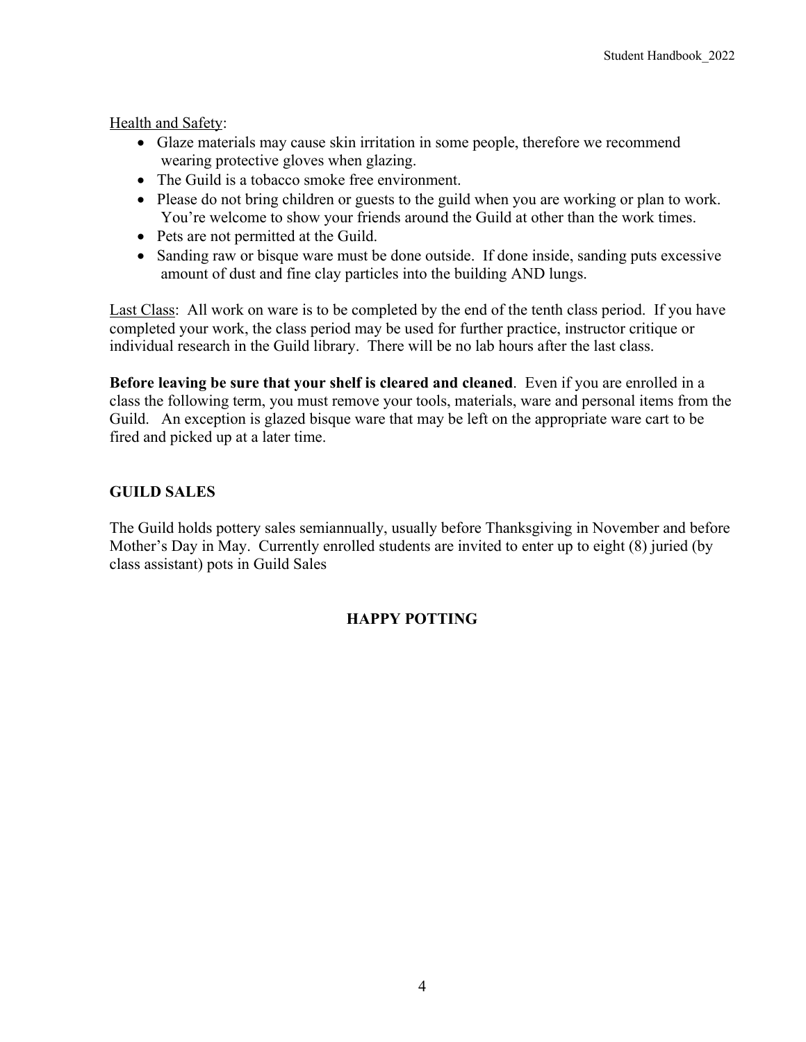<u>Health and Safety</u>:

- Glaze materials may cause skin irritation in some people, therefore we recommend wearing protective gloves when glazing.
- The Guild is a tobacco smoke free environment.
- Please do not bring children or guests to the guild when you are working or plan to work. You're welcome to show your friends around the Guild at other than the work times.
- Pets are not permitted at the Guild.
- Sanding raw or bisque ware must be done outside. If done inside, sanding puts excessive amount of dust and fine clay particles into the building AND lungs.

<u>Last Class</u>: All work on ware is to be completed by the end of the tenth class period. If you have completed your work, the class period may be used for further practice, instructor critique or individual research in the Guild library. There will be no lab hours after the last class.

**Before leaving be sure that your shelf is cleared and cleaned**. Even if you are enrolled in a class the following term, you must remove your tools, materials, ware and personal items from the Guild. An exception is glazed bisque ware that may be left on the appropriate ware cart to be fired and picked up at a later time.

## GUILD SALES

The Guild holds pottery sales semiannually, usually before Thanksgiving in November and before Mother's Day in May. Currently enrolled students are invited to enter up to eight (8) juried (by class assistant) pots in Guild Sales

**HAPPY POTTING**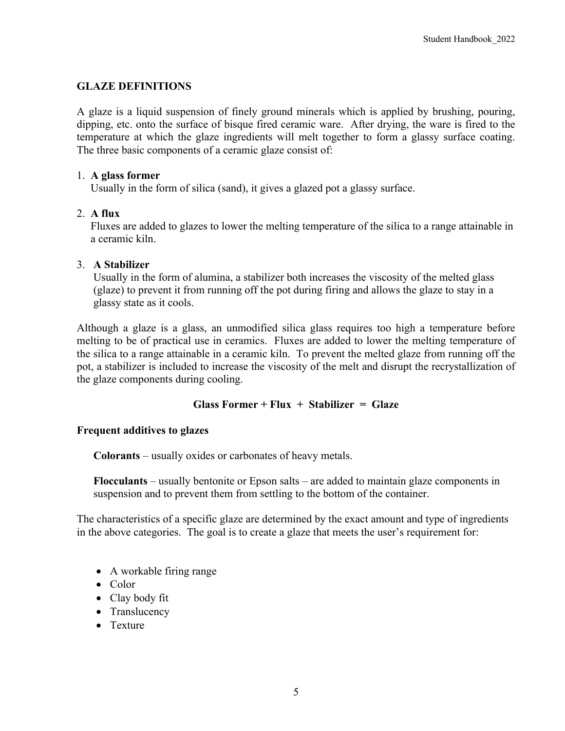## GLAZE DEFINITIONS

A glaze is a liquid suspension of finely ground minerals which is applied by brushing, pouring, dipping, etc. onto the surface of bisque fired ceramic ware. After drying, the ware is fired to the temperature at which the glaze ingredients will melt together to form a glassy surface coating. The three basic components of a ceramic glaze consist of:

1. **A glass former**
   Usually in the form of silica (sand), it gives a glazed pot a glassy surface.

2. **A flux**
   Fluxes are added to glazes to lower the melting temperature of the silica to a range attainable in a ceramic kiln.

3. **A Stabilizer**
   Usually in the form of alumina, a stabilizer both increases the viscosity of the melted glass (glaze) to prevent it from running off the pot during firing and allows the glaze to stay in a glassy state as it cools.

Although a glaze is a glass, an unmodified silica glass requires too high a temperature before melting to be of practical use in ceramics. Fluxes are added to lower the melting temperature of the silica to a range attainable in a ceramic kiln. To prevent the melted glaze from running off the pot, a stabilizer is included to increase the viscosity of the melt and disrupt the recrystallization of the glaze components during cooling.

**Glass Former + Flux + Stabilizer = Glaze**

### Frequent additives to glazes

**Colorants** – usually oxides or carbonates of heavy metals.

**Flocculants** – usually bentonite or Epson salts – are added to maintain glaze components in suspension and to prevent them from settling to the bottom of the container.

The characteristics of a specific glaze are determined by the exact amount and type of ingredients in the above categories. The goal is to create a glaze that meets the user's requirement for:

- A workable firing range
- Color
- Clay body fit
- Translucency
- Texture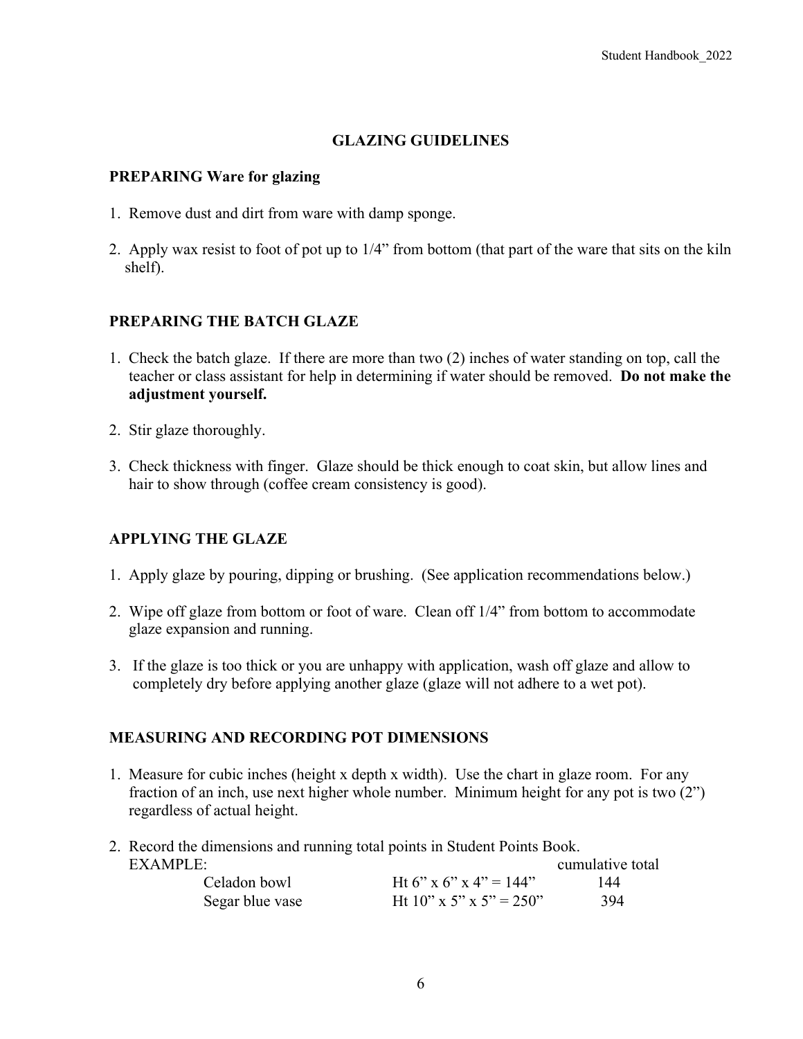## GLAZING GUIDELINES

### PREPARING Ware for glazing

1. Remove dust and dirt from ware with damp sponge.
2. Apply wax resist to foot of pot up to 1/4" from bottom (that part of the ware that sits on the kiln shelf).

### PREPARING THE BATCH GLAZE

1. Check the batch glaze. If there are more than two (2) inches of water standing on top, call the teacher or class assistant for help in determining if water should be removed. **Do not make the adjustment yourself.**
2. Stir glaze thoroughly.
3. Check thickness with finger. Glaze should be thick enough to coat skin, but allow lines and hair to show through (coffee cream consistency is good).

### APPLYING THE GLAZE

1. Apply glaze by pouring, dipping or brushing. (See application recommendations below.)
2. Wipe off glaze from bottom or foot of ware. Clean off 1/4" from bottom to accommodate glaze expansion and running.
3. If the glaze is too thick or you are unhappy with application, wash off glaze and allow to completely dry before applying another glaze (glaze will not adhere to a wet pot).

### MEASURING AND RECORDING POT DIMENSIONS

1. Measure for cubic inches (height x depth x width). Use the chart in glaze room. For any fraction of an inch, use next higher whole number. Minimum height for any pot is two (2") regardless of actual height.
2. Record the dimensions and running total points in Student Points Book.

EXAMPLE:

| | | cumulative total |
|---|---|---|
| Celadon bowl | Ht 6" x 6" x 4" = 144" | 144 |
| Segar blue vase | Ht 10" x 5" x 5" = 250" | 394 |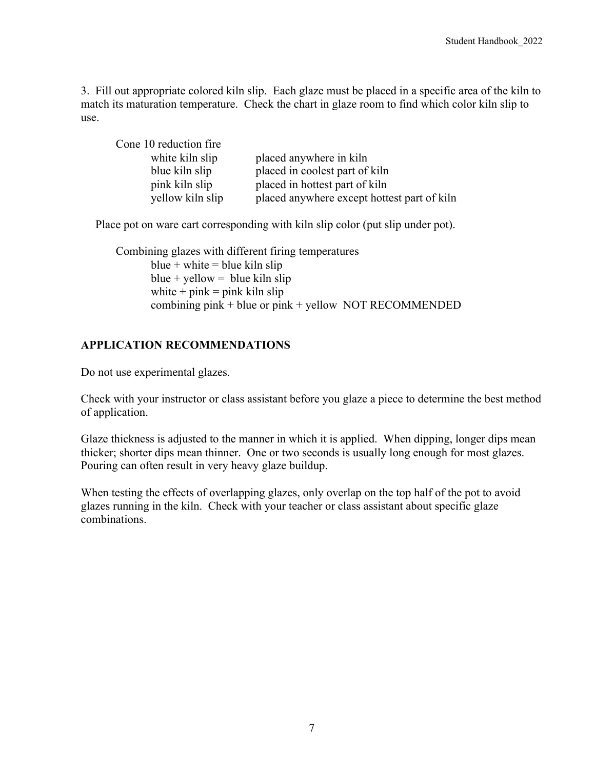3. Fill out appropriate colored kiln slip. Each glaze must be placed in a specific area of the kiln to match its maturation temperature. Check the chart in glaze room to find which color kiln slip to use.

Cone 10 reduction fire

| | |
|---|---|
| white kiln slip | placed anywhere in kiln |
| blue kiln slip | placed in coolest part of kiln |
| pink kiln slip | placed in hottest part of kiln |
| yellow kiln slip | placed anywhere except hottest part of kiln |

Place pot on ware cart corresponding with kiln slip color (put slip under pot).

Combining glazes with different firing temperatures

- blue + white = blue kiln slip
- blue + yellow = blue kiln slip
- white + pink = pink kiln slip
- combining pink + blue or pink + yellow NOT RECOMMENDED

## APPLICATION RECOMMENDATIONS

Do not use experimental glazes.

Check with your instructor or class assistant before you glaze a piece to determine the best method of application.

Glaze thickness is adjusted to the manner in which it is applied. When dipping, longer dips mean thicker; shorter dips mean thinner. One or two seconds is usually long enough for most glazes. Pouring can often result in very heavy glaze buildup.

When testing the effects of overlapping glazes, only overlap on the top half of the pot to avoid glazes running in the kiln. Check with your teacher or class assistant about specific glaze combinations.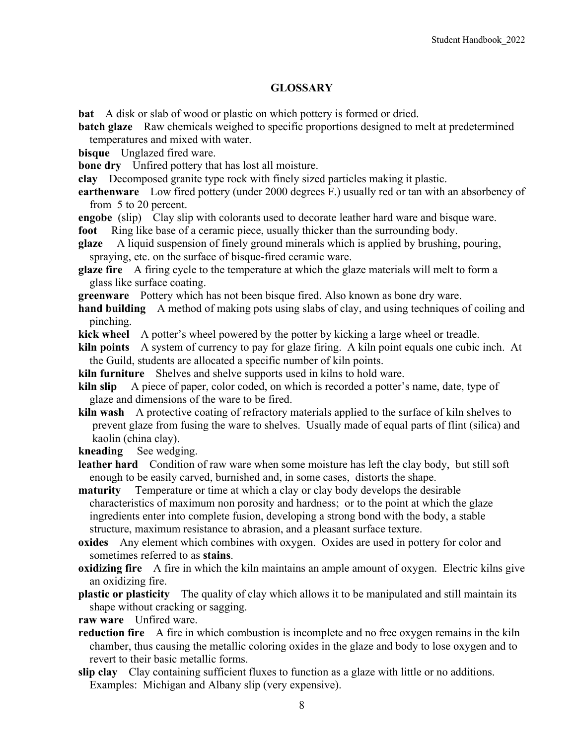## GLOSSARY

**bat** A disk or slab of wood or plastic on which pottery is formed or dried.

**batch glaze** Raw chemicals weighed to specific proportions designed to melt at predetermined temperatures and mixed with water.

**bisque** Unglazed fired ware.

**bone dry** Unfired pottery that has lost all moisture.

**clay** Decomposed granite type rock with finely sized particles making it plastic.

**earthenware** Low fired pottery (under 2000 degrees F.) usually red or tan with an absorbency of from 5 to 20 percent.

**engobe** (slip) Clay slip with colorants used to decorate leather hard ware and bisque ware.

**foot** Ring like base of a ceramic piece, usually thicker than the surrounding body.

**glaze** A liquid suspension of finely ground minerals which is applied by brushing, pouring, spraying, etc. on the surface of bisque-fired ceramic ware.

**glaze fire** A firing cycle to the temperature at which the glaze materials will melt to form a glass like surface coating.

**greenware** Pottery which has not been bisque fired. Also known as bone dry ware.

**hand building** A method of making pots using slabs of clay, and using techniques of coiling and pinching.

**kick wheel** A potter's wheel powered by the potter by kicking a large wheel or treadle.

**kiln points** A system of currency to pay for glaze firing. A kiln point equals one cubic inch. At the Guild, students are allocated a specific number of kiln points.

**kiln furniture** Shelves and shelve supports used in kilns to hold ware.

**kiln slip** A piece of paper, color coded, on which is recorded a potter's name, date, type of glaze and dimensions of the ware to be fired.

**kiln wash** A protective coating of refractory materials applied to the surface of kiln shelves to prevent glaze from fusing the ware to shelves. Usually made of equal parts of flint (silica) and kaolin (china clay).

**kneading** See wedging.

**leather hard** Condition of raw ware when some moisture has left the clay body, but still soft enough to be easily carved, burnished and, in some cases, distorts the shape.

**maturity** Temperature or time at which a clay or clay body develops the desirable characteristics of maximum non porosity and hardness; or to the point at which the glaze ingredients enter into complete fusion, developing a strong bond with the body, a stable structure, maximum resistance to abrasion, and a pleasant surface texture.

**oxides** Any element which combines with oxygen. Oxides are used in pottery for color and sometimes referred to as **stains**.

**oxidizing fire** A fire in which the kiln maintains an ample amount of oxygen. Electric kilns give an oxidizing fire.

**plastic or plasticity** The quality of clay which allows it to be manipulated and still maintain its shape without cracking or sagging.

**raw ware** Unfired ware.

**reduction fire** A fire in which combustion is incomplete and no free oxygen remains in the kiln chamber, thus causing the metallic coloring oxides in the glaze and body to lose oxygen and to revert to their basic metallic forms.

**slip clay** Clay containing sufficient fluxes to function as a glaze with little or no additions. Examples: Michigan and Albany slip (very expensive).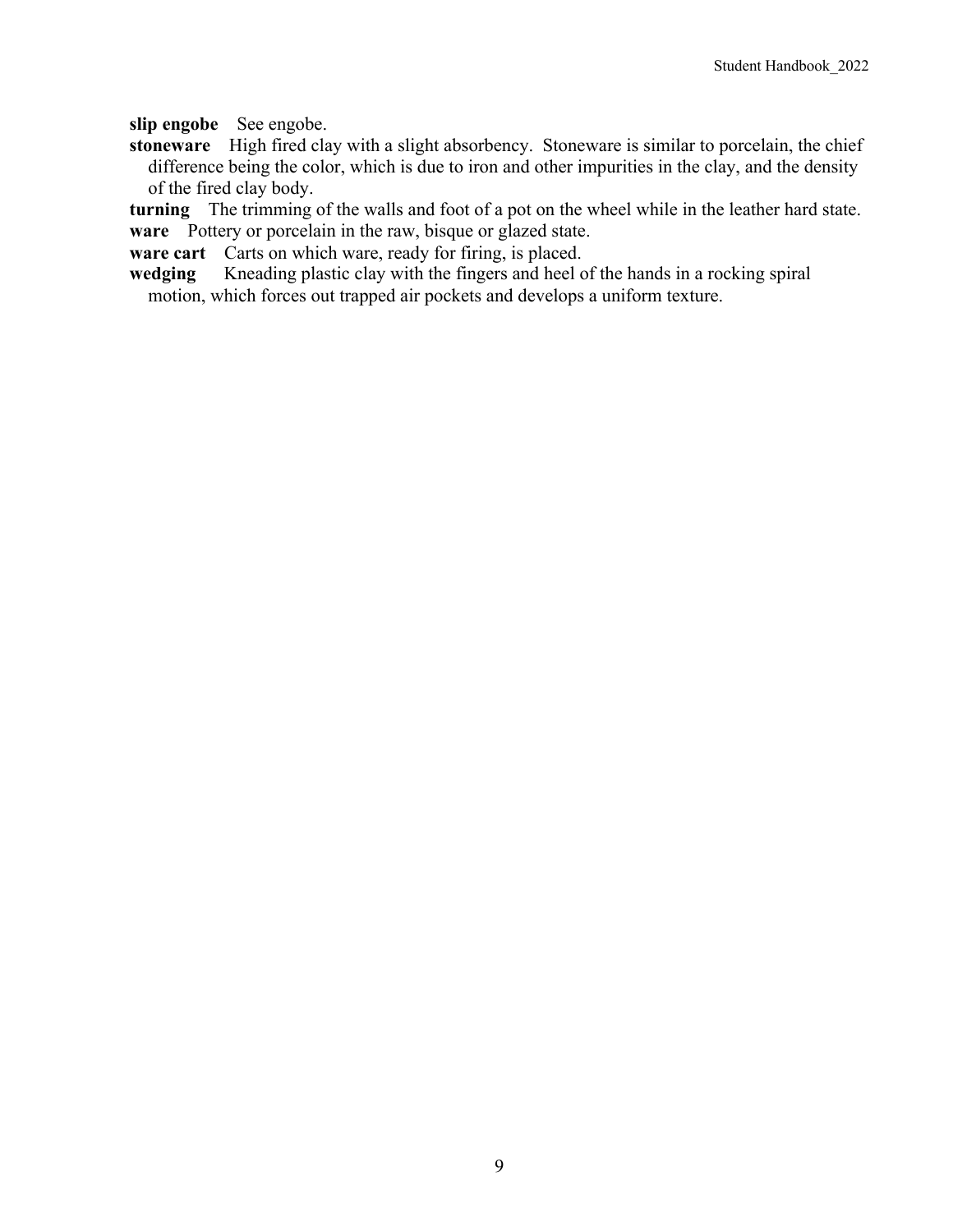**slip engobe** See engobe.

**stoneware** High fired clay with a slight absorbency. Stoneware is similar to porcelain, the chief difference being the color, which is due to iron and other impurities in the clay, and the density of the fired clay body.

**turning** The trimming of the walls and foot of a pot on the wheel while in the leather hard state.

**ware** Pottery or porcelain in the raw, bisque or glazed state.

**ware cart** Carts on which ware, ready for firing, is placed.

**wedging** Kneading plastic clay with the fingers and heel of the hands in a rocking spiral motion, which forces out trapped air pockets and develops a uniform texture.